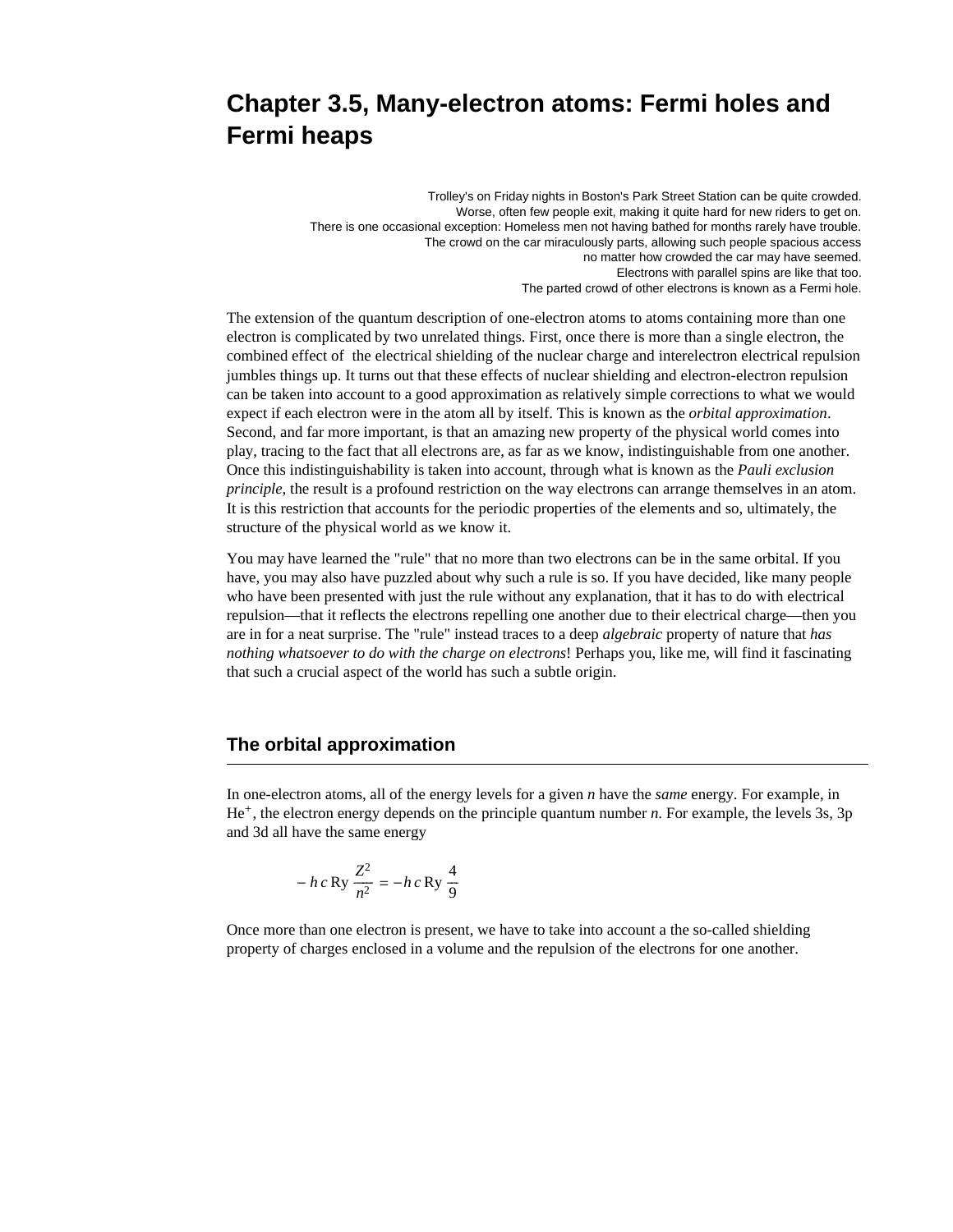# Chapter 3.5, Many-electron atoms: Fermi holes and Fermi heaps

Trolley's on Friday nights in Boston's Park Street Station can be quite crowded.
Worse, often few people exit, making it quite hard for new riders to get on.
There is one occasional exception: Homeless men not having bathed for months rarely have trouble.
The crowd on the car miraculously parts, allowing such people spacious access
no matter how crowded the car may have seemed.
Electrons with parallel spins are like that too.
The parted crowd of other electrons is known as a Fermi hole.

The extension of the quantum description of one-electron atoms to atoms containing more than one electron is complicated by two unrelated things. First, once there is more than a single electron, the combined effect of the electrical shielding of the nuclear charge and interelectron electrical repulsion jumbles things up. It turns out that these effects of nuclear shielding and electron-electron repulsion can be taken into account to a good approximation as relatively simple corrections to what we would expect if each electron were in the atom all by itself. This is known as the *orbital approximation*. Second, and far more important, is that an amazing new property of the physical world comes into play, tracing to the fact that all electrons are, as far as we know, indistinguishable from one another. Once this indistinguishability is taken into account, through what is known as the *Pauli exclusion principle*, the result is a profound restriction on the way electrons can arrange themselves in an atom. It is this restriction that accounts for the periodic properties of the elements and so, ultimately, the structure of the physical world as we know it.

You may have learned the "rule" that no more than two electrons can be in the same orbital. If you have, you may also have puzzled about why such a rule is so. If you have decided, like many people who have been presented with just the rule without any explanation, that it has to do with electrical repulsion—that it reflects the electrons repelling one another due to their electrical charge—then you are in for a neat surprise. The "rule" instead traces to a deep *algebraic* property of nature that *has nothing whatsoever to do with the charge on electrons*! Perhaps you, like me, will find it fascinating that such a crucial aspect of the world has such a subtle origin.

## The orbital approximation

In one-electron atoms, all of the energy levels for a given *n* have the *same* energy. For example, in $He^+$, the electron energy depends on the principle quantum number *n.* For example, the levels 3s, 3p and 3d all have the same energy

$$-h\,c\,\mathrm{Ry}\,\frac{Z^2}{n^2} = -h\,c\,\mathrm{Ry}\,\frac{4}{9}$$

Once more than one electron is present, we have to take into account a the so-called shielding property of charges enclosed in a volume and the repulsion of the electrons for one another.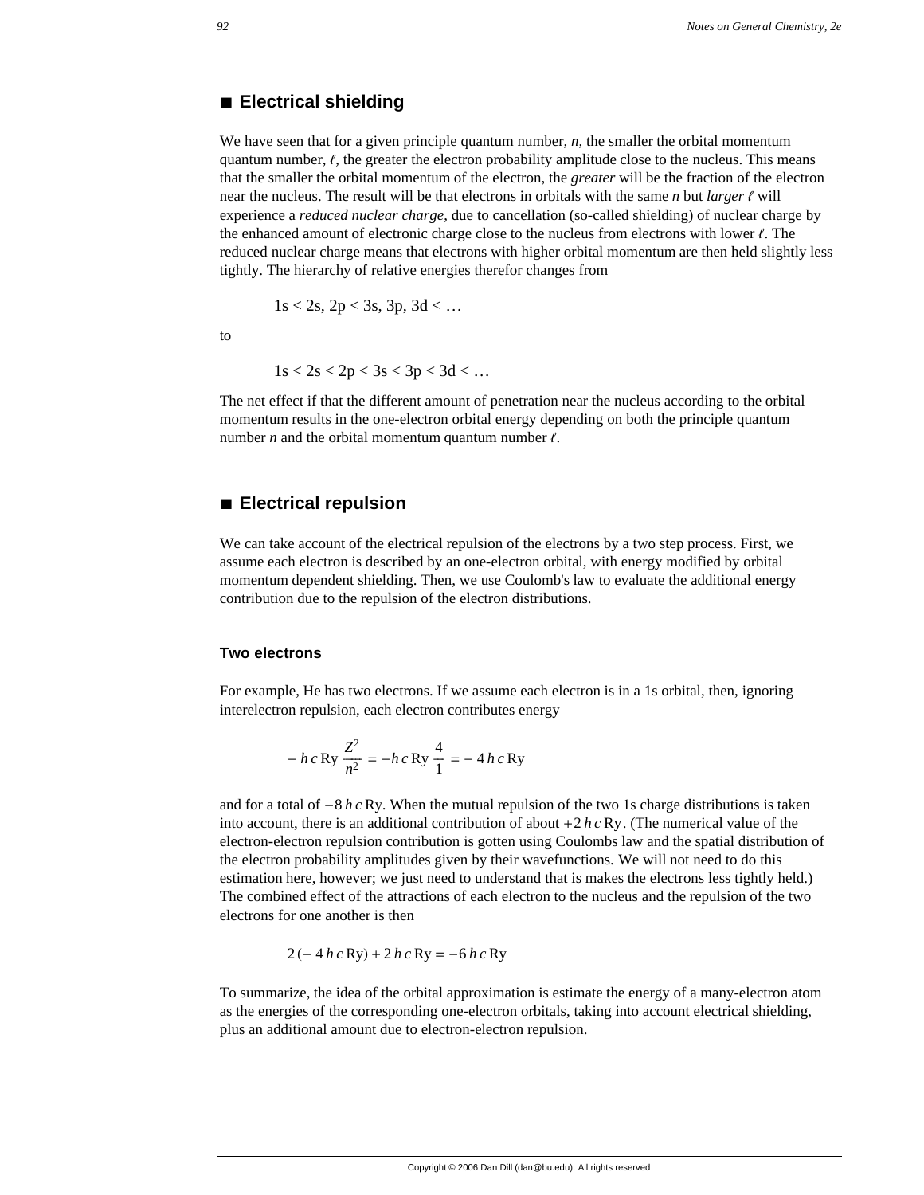## ■ Electrical shielding

We have seen that for a given principle quantum number, $n$, the smaller the orbital momentum quantum number, $\ell$, the greater the electron probability amplitude close to the nucleus. This means that the smaller the orbital momentum of the electron, the *greater* will be the fraction of the electron near the nucleus. The result will be that electrons in orbitals with the same $n$ but *larger* $\ell$ will experience a *reduced nuclear charge*, due to cancellation (so-called shielding) of nuclear charge by the enhanced amount of electronic charge close to the nucleus from electrons with lower $\ell$. The reduced nuclear charge means that electrons with higher orbital momentum are then held slightly less tightly. The hierarchy of relative energies therefor changes from

$$1s < 2s, 2p < 3s, 3p, 3d < \ldots$$

to

$$1s < 2s < 2p < 3s < 3p < 3d < \ldots$$

The net effect if that the different amount of penetration near the nucleus according to the orbital momentum results in the one-electron orbital energy depending on both the principle quantum number $n$ and the orbital momentum quantum number $\ell$.

## ■ Electrical repulsion

We can take account of the electrical repulsion of the electrons by a two step process. First, we assume each electron is described by an one-electron orbital, with energy modified by orbital momentum dependent shielding. Then, we use Coulomb's law to evaluate the additional energy contribution due to the repulsion of the electron distributions.

### Two electrons

For example, He has two electrons. If we assume each electron is in a 1s orbital, then, ignoring interelectron repulsion, each electron contributes energy

$$-h\,c\,\text{Ry}\,\frac{Z^2}{n^2} = -h\,c\,\text{Ry}\,\frac{4}{1} = -4\,h\,c\,\text{Ry}$$

and for a total of $-8\,h\,c\,\text{Ry}$. When the mutual repulsion of the two 1s charge distributions is taken into account, there is an additional contribution of about $+2\,h\,c\,\text{Ry}$. (The numerical value of the electron-electron repulsion contribution is gotten using Coulombs law and the spatial distribution of the electron probability amplitudes given by their wavefunctions. We will not need to do this estimation here, however; we just need to understand that is makes the electrons less tightly held.) The combined effect of the attractions of each electron to the nucleus and the repulsion of the two electrons for one another is then

$$2\,(-4\,h\,c\,\text{Ry}) + 2\,h\,c\,\text{Ry} = -6\,h\,c\,\text{Ry}$$

To summarize, the idea of the orbital approximation is estimate the energy of a many-electron atom as the energies of the corresponding one-electron orbitals, taking into account electrical shielding, plus an additional amount due to electron-electron repulsion.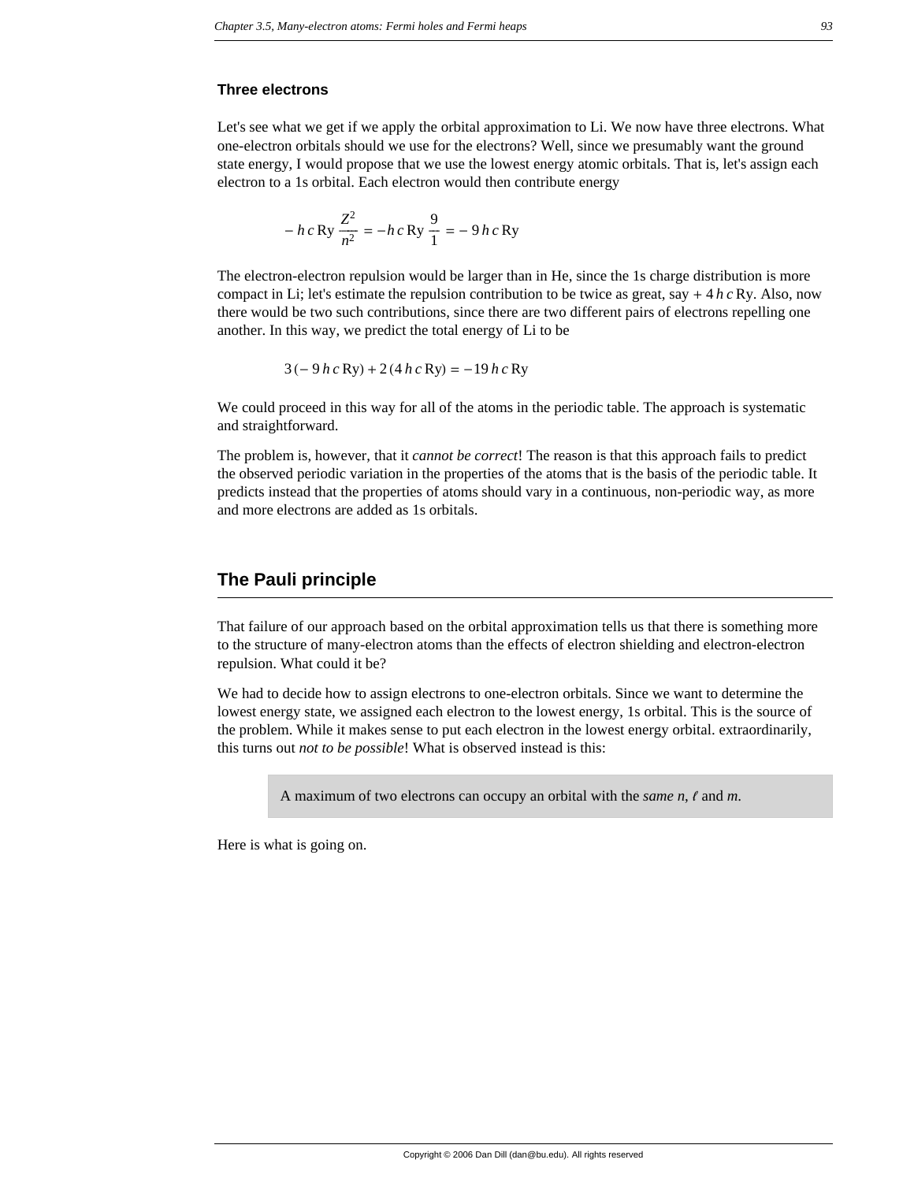### Three electrons

Let's see what we get if we apply the orbital approximation to Li. We now have three electrons. What one-electron orbitals should we use for the electrons? Well, since we presumably want the ground state energy, I would propose that we use the lowest energy atomic orbitals. That is, let's assign each electron to a 1s orbital. Each electron would then contribute energy

$$-h\,c\,\text{Ry}\,\frac{Z^2}{n^2} = -h\,c\,\text{Ry}\,\frac{9}{1} = -9\,h\,c\,\text{Ry}$$

The electron-electron repulsion would be larger than in He, since the 1s charge distribution is more compact in Li; let's estimate the repulsion contribution to be twice as great, say $+4\,h\,c\,\text{Ry}$. Also, now there would be two such contributions, since there are two different pairs of electrons repelling one another. In this way, we predict the total energy of Li to be

$$3\,(-9\,h\,c\,\text{Ry}) + 2\,(4\,h\,c\,\text{Ry}) = -19\,h\,c\,\text{Ry}$$

We could proceed in this way for all of the atoms in the periodic table. The approach is systematic and straightforward.

The problem is, however, that it *cannot be correct*! The reason is that this approach fails to predict the observed periodic variation in the properties of the atoms that is the basis of the periodic table. It predicts instead that the properties of atoms should vary in a continuous, non-periodic way, as more and more electrons are added as 1s orbitals.

## The Pauli principle

That failure of our approach based on the orbital approximation tells us that there is something more to the structure of many-electron atoms than the effects of electron shielding and electron-electron repulsion. What could it be?

We had to decide how to assign electrons to one-electron orbitals. Since we want to determine the lowest energy state, we assigned each electron to the lowest energy, 1s orbital. This is the source of the problem. While it makes sense to put each electron in the lowest energy orbital. extraordinarily, this turns out *not to be possible*! What is observed instead is this:

> A maximum of two electrons can occupy an orbital with the *same* $n$, $\ell$ and $m$.

Here is what is going on.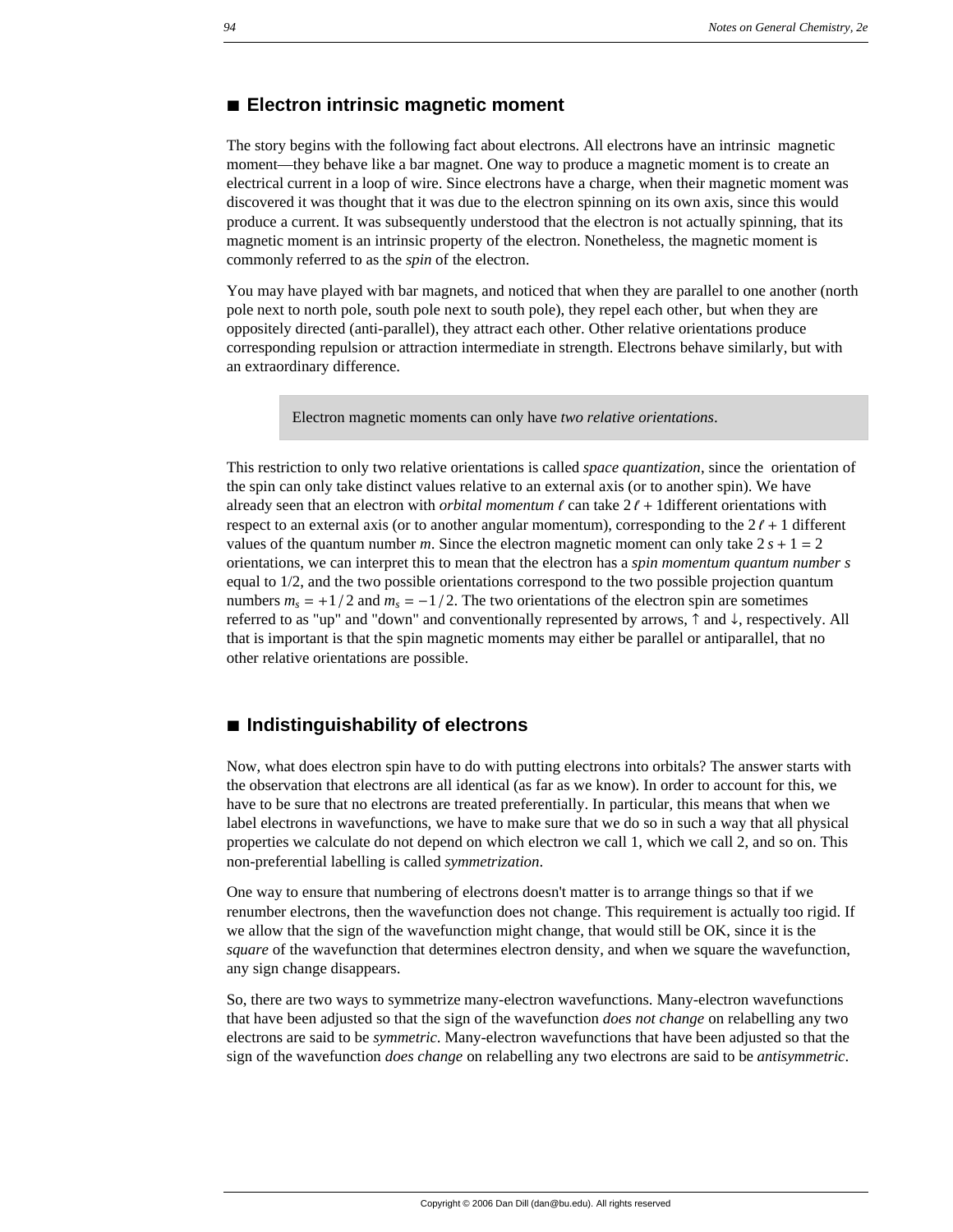## ■ Electron intrinsic magnetic moment

The story begins with the following fact about electrons. All electrons have an intrinsic magnetic moment—they behave like a bar magnet. One way to produce a magnetic moment is to create an electrical current in a loop of wire. Since electrons have a charge, when their magnetic moment was discovered it was thought that it was due to the electron spinning on its own axis, since this would produce a current. It was subsequently understood that the electron is not actually spinning, that its magnetic moment is an intrinsic property of the electron. Nonetheless, the magnetic moment is commonly referred to as the *spin* of the electron.

You may have played with bar magnets, and noticed that when they are parallel to one another (north pole next to north pole, south pole next to south pole), they repel each other, but when they are oppositely directed (anti-parallel), they attract each other. Other relative orientations produce corresponding repulsion or attraction intermediate in strength. Electrons behave similarly, but with an extraordinary difference.

> Electron magnetic moments can only have *two relative orientations*.

This restriction to only two relative orientations is called *space quantization*, since the orientation of the spin can only take distinct values relative to an external axis (or to another spin). We have already seen that an electron with *orbital momentum* $\ell$ can take $2\ell + 1$different orientations with respect to an external axis (or to another angular momentum), corresponding to the $2\ell + 1$ different values of the quantum number *m*. Since the electron magnetic moment can only take $2s + 1 = 2$ orientations, we can interpret this to mean that the electron has a *spin momentum quantum number s* equal to 1/2, and the two possible orientations correspond to the two possible projection quantum numbers $m_s = +1/2$ and $m_s = -1/2$. The two orientations of the electron spin are sometimes referred to as "up" and "down" and conventionally represented by arrows, ↑ and ↓, respectively. All that is important is that the spin magnetic moments may either be parallel or antiparallel, that no other relative orientations are possible.

## ■ Indistinguishability of electrons

Now, what does electron spin have to do with putting electrons into orbitals? The answer starts with the observation that electrons are all identical (as far as we know). In order to account for this, we have to be sure that no electrons are treated preferentially. In particular, this means that when we label electrons in wavefunctions, we have to make sure that we do so in such a way that all physical properties we calculate do not depend on which electron we call 1, which we call 2, and so on. This non-preferential labelling is called *symmetrization*.

One way to ensure that numbering of electrons doesn't matter is to arrange things so that if we renumber electrons, then the wavefunction does not change. This requirement is actually too rigid. If we allow that the sign of the wavefunction might change, that would still be OK, since it is the *square* of the wavefunction that determines electron density, and when we square the wavefunction, any sign change disappears.

So, there are two ways to symmetrize many-electron wavefunctions. Many-electron wavefunctions that have been adjusted so that the sign of the wavefunction *does not change* on relabelling any two electrons are said to be *symmetric*. Many-electron wavefunctions that have been adjusted so that the sign of the wavefunction *does change* on relabelling any two electrons are said to be *antisymmetric*.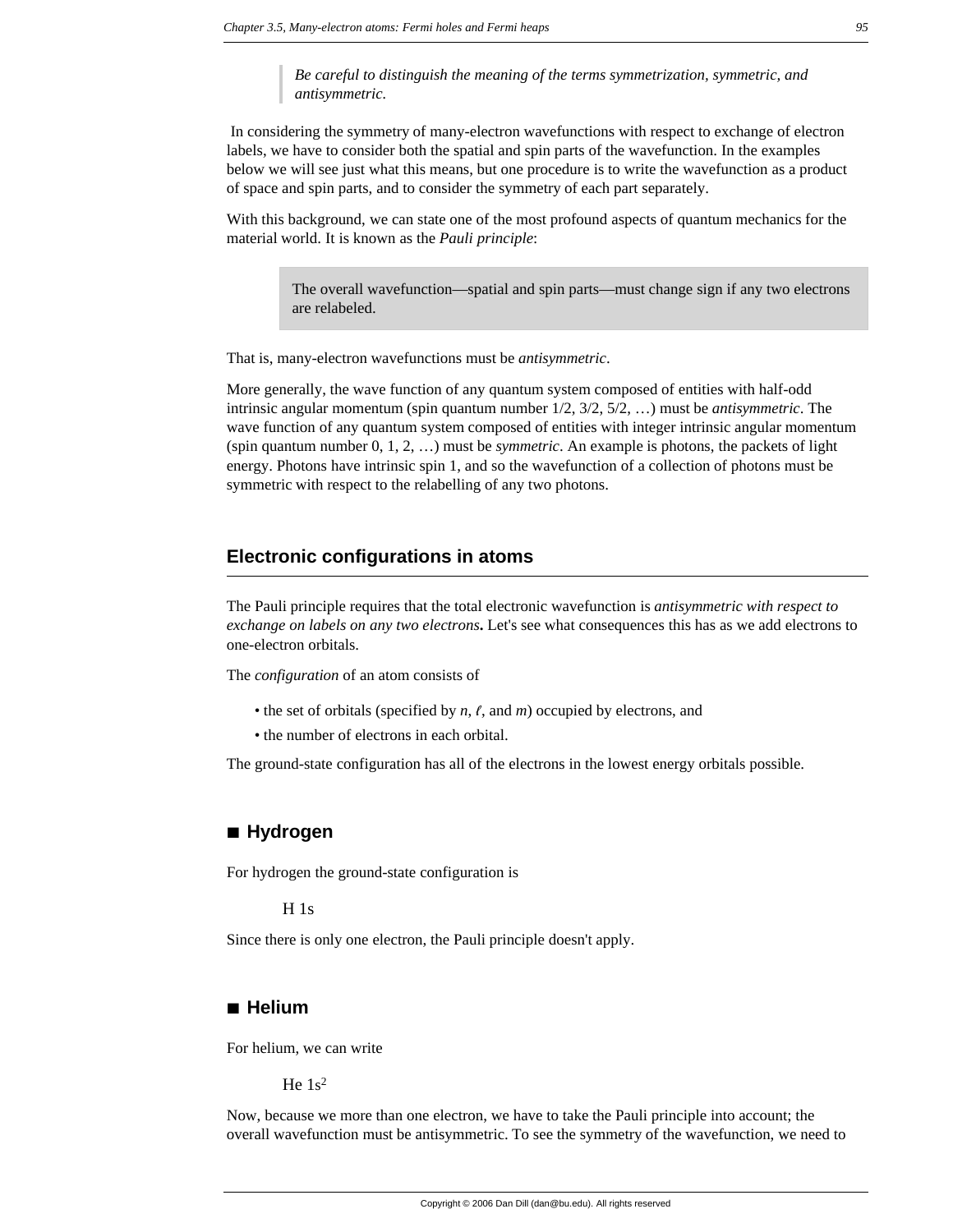> *Be careful to distinguish the meaning of the terms symmetrization, symmetric, and antisymmetric.*

In considering the symmetry of many-electron wavefunctions with respect to exchange of electron labels, we have to consider both the spatial and spin parts of the wavefunction. In the examples below we will see just what this means, but one procedure is to write the wavefunction as a product of space and spin parts, and to consider the symmetry of each part separately.

With this background, we can state one of the most profound aspects of quantum mechanics for the material world. It is known as the *Pauli principle*:

> The overall wavefunction—spatial and spin parts—must change sign if any two electrons are relabeled.

That is, many-electron wavefunctions must be *antisymmetric*.

More generally, the wave function of any quantum system composed of entities with half-odd intrinsic angular momentum (spin quantum number 1/2, 3/2, 5/2, …) must be *antisymmetric*. The wave function of any quantum system composed of entities with integer intrinsic angular momentum (spin quantum number 0, 1, 2, …) must be *symmetric*. An example is photons, the packets of light energy. Photons have intrinsic spin 1, and so the wavefunction of a collection of photons must be symmetric with respect to the relabelling of any two photons.

## Electronic configurations in atoms

The Pauli principle requires that the total electronic wavefunction is *antisymmetric with respect to exchange on labels on any two electrons***.** Let's see what consequences this has as we add electrons to one-electron orbitals.

The *configuration* of an atom consists of

- the set of orbitals (specified by $n$, $\ell$, and $m$) occupied by electrons, and
- the number of electrons in each orbital.

The ground-state configuration has all of the electrons in the lowest energy orbitals possible.

### ■ Hydrogen

For hydrogen the ground-state configuration is

H 1s

Since there is only one electron, the Pauli principle doesn't apply.

### ■ Helium

For helium, we can write

He $1s^2$

Now, because we more than one electron, we have to take the Pauli principle into account; the overall wavefunction must be antisymmetric. To see the symmetry of the wavefunction, we need to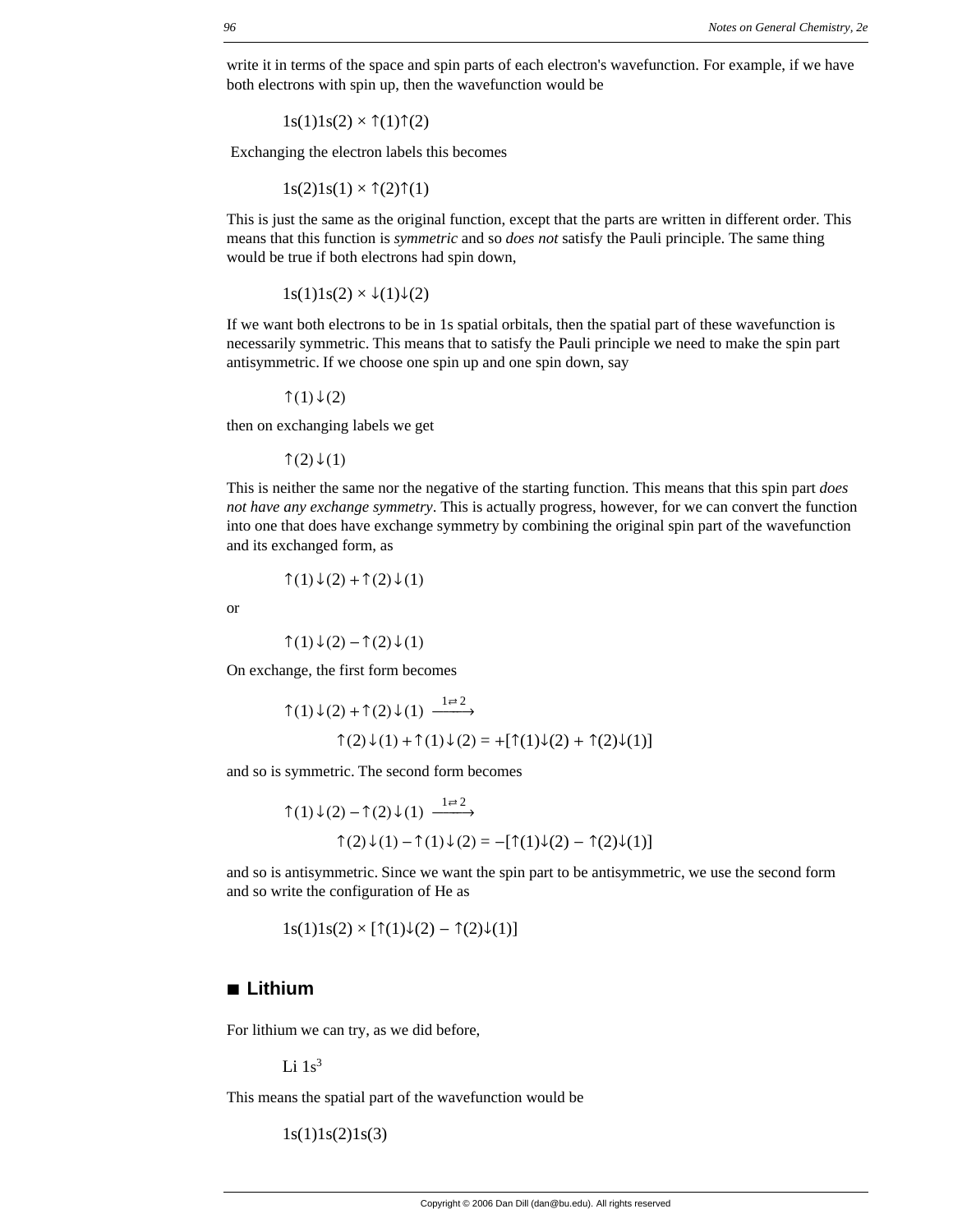write it in terms of the space and spin parts of each electron's wavefunction. For example, if we have both electrons with spin up, then the wavefunction would be

$$1s(1)1s(2) \times \uparrow(1)\uparrow(2)$$

Exchanging the electron labels this becomes

$$1s(2)1s(1) \times \uparrow(2)\uparrow(1)$$

This is just the same as the original function, except that the parts are written in different order. This means that this function is *symmetric* and so *does not* satisfy the Pauli principle. The same thing would be true if both electrons had spin down,

$$1s(1)1s(2) \times \downarrow(1)\downarrow(2)$$

If we want both electrons to be in 1s spatial orbitals, then the spatial part of these wavefunction is necessarily symmetric. This means that to satisfy the Pauli principle we need to make the spin part antisymmetric. If we choose one spin up and one spin down, say

$$\uparrow(1)\downarrow(2)$$

then on exchanging labels we get

$$\uparrow(2)\downarrow(1)$$

This is neither the same nor the negative of the starting function. This means that this spin part *does not have any exchange symmetry*. This is actually progress, however, for we can convert the function into one that does have exchange symmetry by combining the original spin part of the wavefunction and its exchanged form, as

$$\uparrow(1)\downarrow(2) + \uparrow(2)\downarrow(1)$$

or

$$\uparrow(1)\downarrow(2) - \uparrow(2)\downarrow(1)$$

On exchange, the first form becomes

$$\uparrow(1)\downarrow(2) + \uparrow(2)\downarrow(1) \xrightarrow{1\rightleftarrows 2}$$
$$\uparrow(2)\downarrow(1) + \uparrow(1)\downarrow(2) = +[\uparrow(1)\downarrow(2) + \uparrow(2)\downarrow(1)]$$

and so is symmetric. The second form becomes

$$\uparrow(1)\downarrow(2) - \uparrow(2)\downarrow(1) \xrightarrow{1\rightleftarrows 2}$$
$$\uparrow(2)\downarrow(1) - \uparrow(1)\downarrow(2) = -[\uparrow(1)\downarrow(2) - \uparrow(2)\downarrow(1)]$$

and so is antisymmetric. Since we want the spin part to be antisymmetric, we use the second form and so write the configuration of He as

$$1s(1)1s(2) \times [\uparrow(1)\downarrow(2) - \uparrow(2)\downarrow(1)]$$

## ■ Lithium

For lithium we can try, as we did before,

$$\text{Li } 1s^3$$

This means the spatial part of the wavefunction would be

$$1s(1)1s(2)1s(3)$$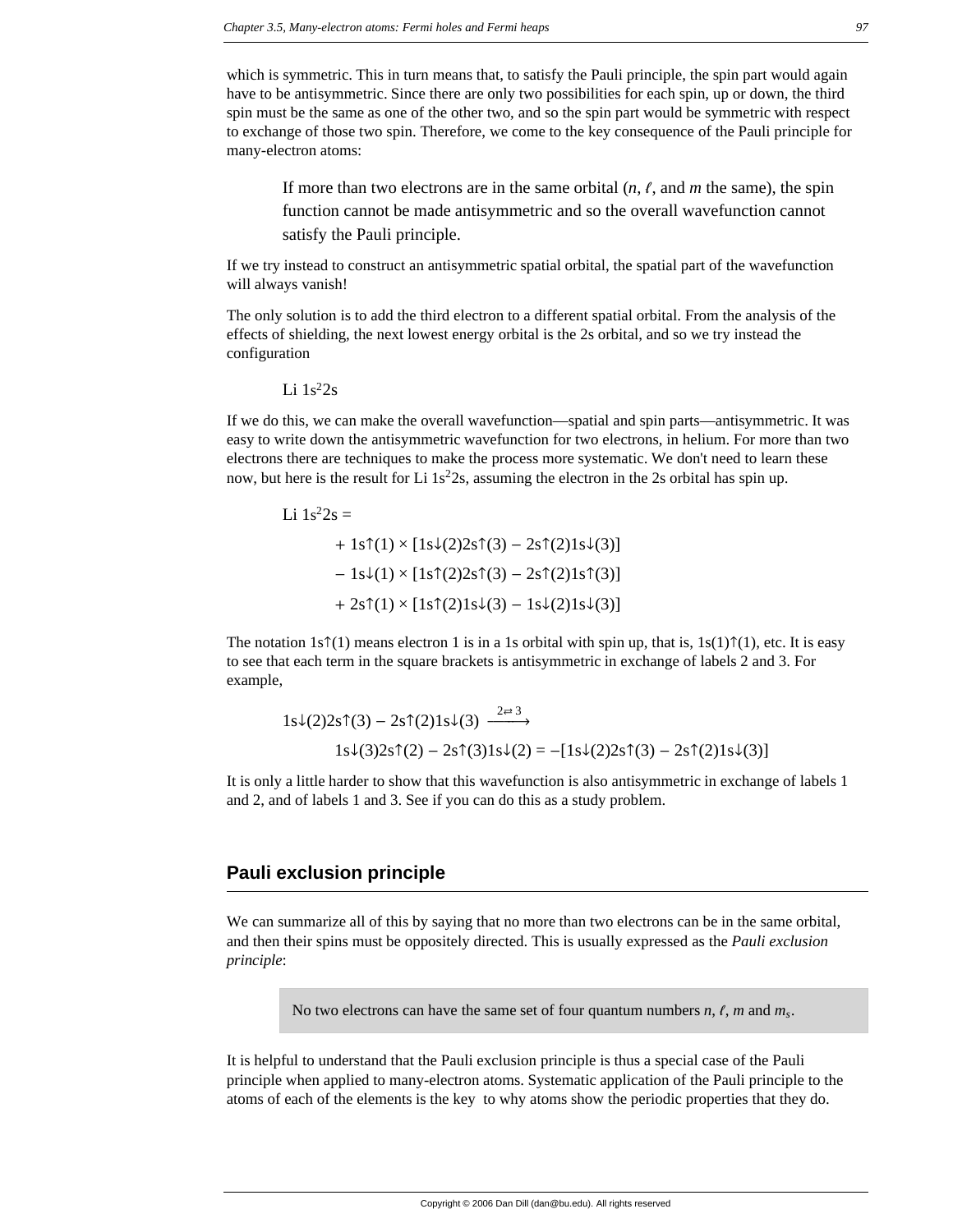which is symmetric. This in turn means that, to satisfy the Pauli principle, the spin part would again have to be antisymmetric. Since there are only two possibilities for each spin, up or down, the third spin must be the same as one of the other two, and so the spin part would be symmetric with respect to exchange of those two spin. Therefore, we come to the key consequence of the Pauli principle for many-electron atoms:

> If more than two electrons are in the same orbital ($n$, $\ell$, and $m$ the same), the spin function cannot be made antisymmetric and so the overall wavefunction cannot satisfy the Pauli principle.

If we try instead to construct an antisymmetric spatial orbital, the spatial part of the wavefunction will always vanish!

The only solution is to add the third electron to a different spatial orbital. From the analysis of the effects of shielding, the next lowest energy orbital is the 2s orbital, and so we try instead the configuration

Li $1s^2 2s$

If we do this, we can make the overall wavefunction—spatial and spin parts—antisymmetric. It was easy to write down the antisymmetric wavefunction for two electrons, in helium. For more than two electrons there are techniques to make the process more systematic. We don't need to learn these now, but here is the result for Li $1s^2 2s$, assuming the electron in the 2s orbital has spin up.

$$
\begin{aligned}
\text{Li } 1s^2 2s = \; & \\
& + 1s{\uparrow}(1) \times [1s{\downarrow}(2)2s{\uparrow}(3) - 2s{\uparrow}(2)1s{\downarrow}(3)] \\
& - 1s{\downarrow}(1) \times [1s{\uparrow}(2)2s{\uparrow}(3) - 2s{\uparrow}(2)1s{\uparrow}(3)] \\
& + 2s{\uparrow}(1) \times [1s{\uparrow}(2)1s{\downarrow}(3) - 1s{\downarrow}(2)1s{\downarrow}(3)]
\end{aligned}
$$

The notation $1s{\uparrow}(1)$ means electron 1 is in a 1s orbital with spin up, that is, $1s(1){\uparrow}(1)$, etc. It is easy to see that each term in the square brackets is antisymmetric in exchange of labels 2 and 3. For example,

$$
\begin{aligned}
& 1s{\downarrow}(2)2s{\uparrow}(3) - 2s{\uparrow}(2)1s{\downarrow}(3) \xrightarrow{2 \rightleftarrows 3} \\
& \quad 1s{\downarrow}(3)2s{\uparrow}(2) - 2s{\uparrow}(3)1s{\downarrow}(2) = -[1s{\downarrow}(2)2s{\uparrow}(3) - 2s{\uparrow}(2)1s{\downarrow}(3)]
\end{aligned}
$$

It is only a little harder to show that this wavefunction is also antisymmetric in exchange of labels 1 and 2, and of labels 1 and 3. See if you can do this as a study problem.

## Pauli exclusion principle

We can summarize all of this by saying that no more than two electrons can be in the same orbital, and then their spins must be oppositely directed. This is usually expressed as the *Pauli exclusion principle*:

> No two electrons can have the same set of four quantum numbers $n$, $\ell$, $m$ and $m_s$.

It is helpful to understand that the Pauli exclusion principle is thus a special case of the Pauli principle when applied to many-electron atoms. Systematic application of the Pauli principle to the atoms of each of the elements is the key to why atoms show the periodic properties that they do.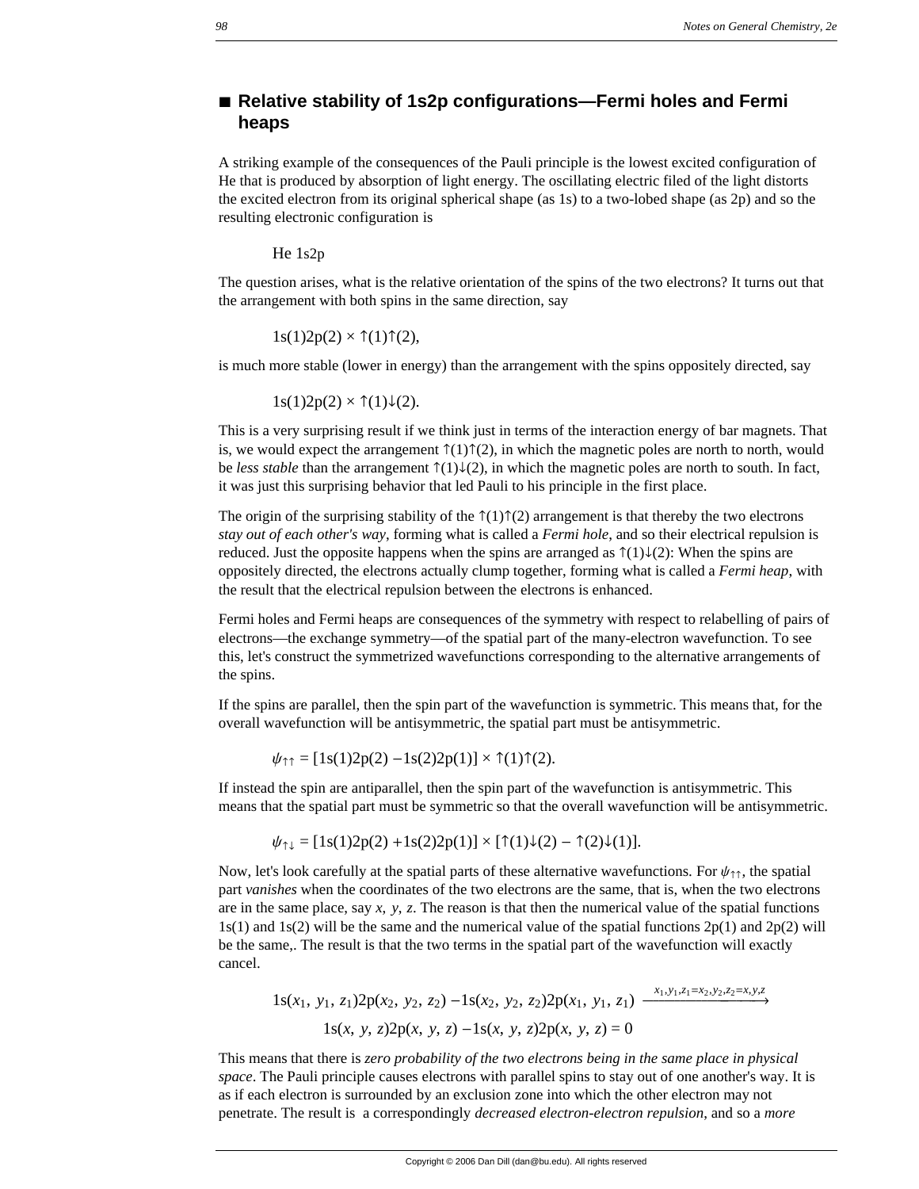## ■ Relative stability of 1s2p configurations—Fermi holes and Fermi heaps

A striking example of the consequences of the Pauli principle is the lowest excited configuration of He that is produced by absorption of light energy. The oscillating electric filed of the light distorts the excited electron from its original spherical shape (as 1s) to a two-lobed shape (as 2p) and so the resulting electronic configuration is

He 1s2p

The question arises, what is the relative orientation of the spins of the two electrons? It turns out that the arrangement with both spins in the same direction, say

$$1s(1)2p(2) \times \uparrow(1)\uparrow(2),$$

is much more stable (lower in energy) than the arrangement with the spins oppositely directed, say

$$1s(1)2p(2) \times \uparrow(1)\downarrow(2).$$

This is a very surprising result if we think just in terms of the interaction energy of bar magnets. That is, we would expect the arrangement $\uparrow(1)\uparrow(2)$, in which the magnetic poles are north to north, would be *less stable* than the arrangement $\uparrow(1)\downarrow(2)$, in which the magnetic poles are north to south. In fact, it was just this surprising behavior that led Pauli to his principle in the first place.

The origin of the surprising stability of the $\uparrow(1)\uparrow(2)$ arrangement is that thereby the two electrons *stay out of each other's way*, forming what is called a *Fermi hole*, and so their electrical repulsion is reduced. Just the opposite happens when the spins are arranged as $\uparrow(1)\downarrow(2)$: When the spins are oppositely directed, the electrons actually clump together, forming what is called a *Fermi heap*, with the result that the electrical repulsion between the electrons is enhanced.

Fermi holes and Fermi heaps are consequences of the symmetry with respect to relabelling of pairs of electrons—the exchange symmetry—of the spatial part of the many-electron wavefunction. To see this, let's construct the symmetrized wavefunctions corresponding to the alternative arrangements of the spins.

If the spins are parallel, then the spin part of the wavefunction is symmetric. This means that, for the overall wavefunction will be antisymmetric, the spatial part must be antisymmetric.

$$\psi_{\uparrow\uparrow} = [1s(1)2p(2) - 1s(2)2p(1)] \times \uparrow(1)\uparrow(2).$$

If instead the spin are antiparallel, then the spin part of the wavefunction is antisymmetric. This means that the spatial part must be symmetric so that the overall wavefunction will be antisymmetric.

$$\psi_{\uparrow\downarrow} = [1s(1)2p(2) + 1s(2)2p(1)] \times [\uparrow(1)\downarrow(2) - \uparrow(2)\downarrow(1)].$$

Now, let's look carefully at the spatial parts of these alternative wavefunctions. For $\psi_{\uparrow\uparrow}$, the spatial part *vanishes* when the coordinates of the two electrons are the same, that is, when the two electrons are in the same place, say $x, y, z$. The reason is that then the numerical value of the spatial functions 1s(1) and 1s(2) will be the same and the numerical value of the spatial functions 2p(1) and 2p(2) will be the same,. The result is that the two terms in the spatial part of the wavefunction will exactly cancel.

$$1s(x_1, y_1, z_1)2p(x_2, y_2, z_2) - 1s(x_2, y_2, z_2)2p(x_1, y_1, z_1) \xrightarrow{x_1, y_1, z_1 = x_2, y_2, z_2 = x, y, z}$$
$$1s(x, y, z)2p(x, y, z) - 1s(x, y, z)2p(x, y, z) = 0$$

This means that there is *zero probability of the two electrons being in the same place in physical space*. The Pauli principle causes electrons with parallel spins to stay out of one another's way. It is as if each electron is surrounded by an exclusion zone into which the other electron may not penetrate. The result is a correspondingly *decreased electron-electron repulsion*, and so a *more*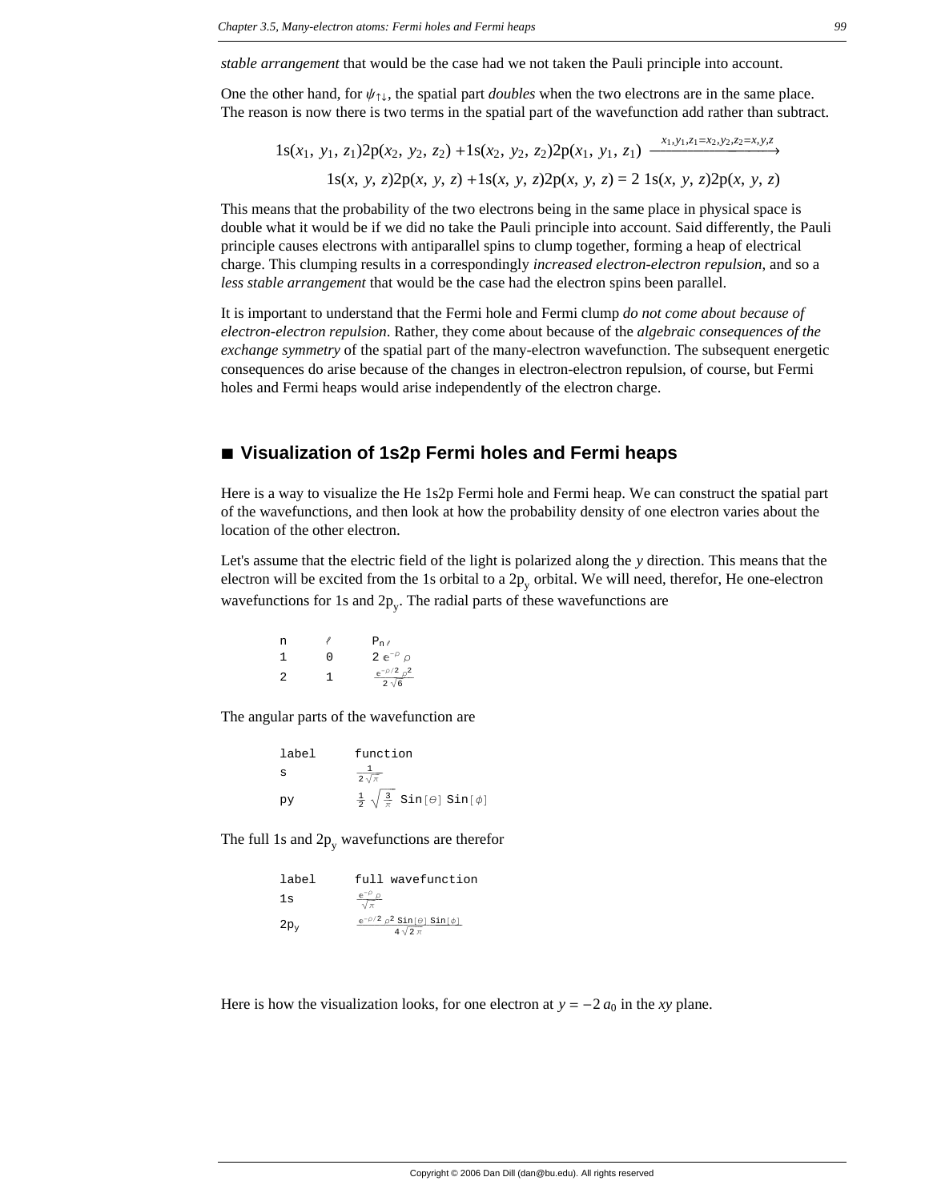*stable arrangement* that would be the case had we not taken the Pauli principle into account.

One the other hand, for $\psi_{\uparrow\downarrow}$, the spatial part *doubles* when the two electrons are in the same place. The reason is now there is two terms in the spatial part of the wavefunction add rather than subtract.

$$1s(x_1, y_1, z_1)2p(x_2, y_2, z_2) + 1s(x_2, y_2, z_2)2p(x_1, y_1, z_1) \xrightarrow{x_1, y_1, z_1 = x_2, y_2, z_2 = x, y, z}$$
$$1s(x, y, z)2p(x, y, z) + 1s(x, y, z)2p(x, y, z) = 2\, 1s(x, y, z)2p(x, y, z)$$

This means that the probability of the two electrons being in the same place in physical space is double what it would be if we did no take the Pauli principle into account. Said differently, the Pauli principle causes electrons with antiparallel spins to clump together, forming a heap of electrical charge. This clumping results in a correspondingly *increased electron-electron repulsion*, and so a *less stable arrangement* that would be the case had the electron spins been parallel.

It is important to understand that the Fermi hole and Fermi clump *do not come about because of electron-electron repulsion*. Rather, they come about because of the *algebraic consequences of the exchange symmetry* of the spatial part of the many-electron wavefunction. The subsequent energetic consequences do arise because of the changes in electron-electron repulsion, of course, but Fermi holes and Fermi heaps would arise independently of the electron charge.

## ■ Visualization of 1s2p Fermi holes and Fermi heaps

Here is a way to visualize the He 1s2p Fermi hole and Fermi heap. We can construct the spatial part of the wavefunctions, and then look at how the probability density of one electron varies about the location of the other electron.

Let's assume that the electric field of the light is polarized along the $y$ direction. This means that the electron will be excited from the 1s orbital to a $2p_y$ orbital. We will need, therefor, He one-electron wavefunctions for 1s and $2p_y$. The radial parts of these wavefunctions are

| n | $\ell$ | $P_{n\ell}$ |
|---|---|---|
| 1 | 0 | $2\, e^{-\rho}\, \rho$ |
| 2 | 1 | $\frac{e^{-\rho/2}\, \rho^2}{2\sqrt{6}}$ |

The angular parts of the wavefunction are

| label | function |
|---|---|
| s | $\frac{1}{2\sqrt{\pi}}$ |
| py | $\frac{1}{2}\sqrt{\frac{3}{\pi}}\ \mathrm{Sin}[\theta]\ \mathrm{Sin}[\phi]$ |

The full 1s and $2p_y$ wavefunctions are therefor

| label | full wavefunction |
|---|---|
| 1s | $\frac{e^{-\rho}\, \rho}{\sqrt{\pi}}$ |
| $2p_y$ | $\frac{e^{-\rho/2}\, \rho^2\ \mathrm{Sin}[\theta]\ \mathrm{Sin}[\phi]}{4\sqrt{2}\, \pi}$ |

Here is how the visualization looks, for one electron at $y = -2\, a_0$ in the $xy$ plane.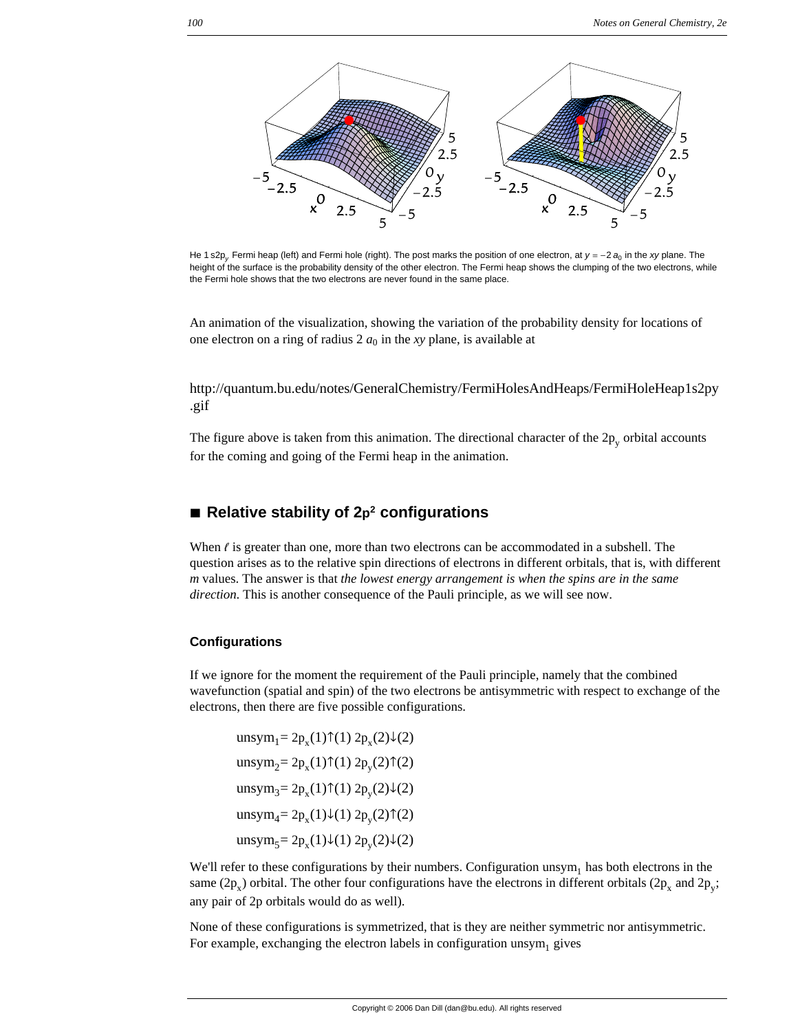He 1 s2$p_y$ Fermi heap (left) and Fermi hole (right). The post marks the position of one electron, at $y = -2\,a_0$ in the $xy$ plane. The height of the surface is the probability density of the other electron. The Fermi heap shows the clumping of the two electrons, while the Fermi hole shows that the two electrons are never found in the same place.

An animation of the visualization, showing the variation of the probability density for locations of one electron on a ring of radius 2 $a_0$ in the $xy$ plane, is available at

http://quantum.bu.edu/notes/GeneralChemistry/FermiHolesAndHeaps/FermiHoleHeap1s2py.gif

The figure above is taken from this animation. The directional character of the $2p_y$ orbital accounts for the coming and going of the Fermi heap in the animation.

## ■ Relative stability of $2p^2$ configurations

When $\ell$ is greater than one, more than two electrons can be accommodated in a subshell. The question arises as to the relative spin directions of electrons in different orbitals, that is, with different *m* values. The answer is that *the lowest energy arrangement is when the spins are in the same direction.* This is another consequence of the Pauli principle, as we will see now.

### Configurations

If we ignore for the moment the requirement of the Pauli principle, namely that the combined wavefunction (spatial and spin) of the two electrons be antisymmetric with respect to exchange of the electrons, then there are five possible configurations.

$$\text{unsym}_1 = 2p_x(1)\uparrow(1)\; 2p_x(2)\downarrow(2)$$

$$\text{unsym}_2 = 2p_x(1)\uparrow(1)\; 2p_y(2)\uparrow(2)$$

$$\text{unsym}_3 = 2p_x(1)\uparrow(1)\; 2p_y(2)\downarrow(2)$$

$$\text{unsym}_4 = 2p_x(1)\downarrow(1)\; 2p_y(2)\uparrow(2)$$

$$\text{unsym}_5 = 2p_x(1)\downarrow(1)\; 2p_y(2)\downarrow(2)$$

We'll refer to these configurations by their numbers. Configuration $\text{unsym}_1$ has both electrons in the same ($2p_x$) orbital. The other four configurations have the electrons in different orbitals ($2p_x$ and $2p_y$; any pair of 2p orbitals would do as well).

None of these configurations is symmetrized, that is they are neither symmetric nor antisymmetric. For example, exchanging the electron labels in configuration $\text{unsym}_1$ gives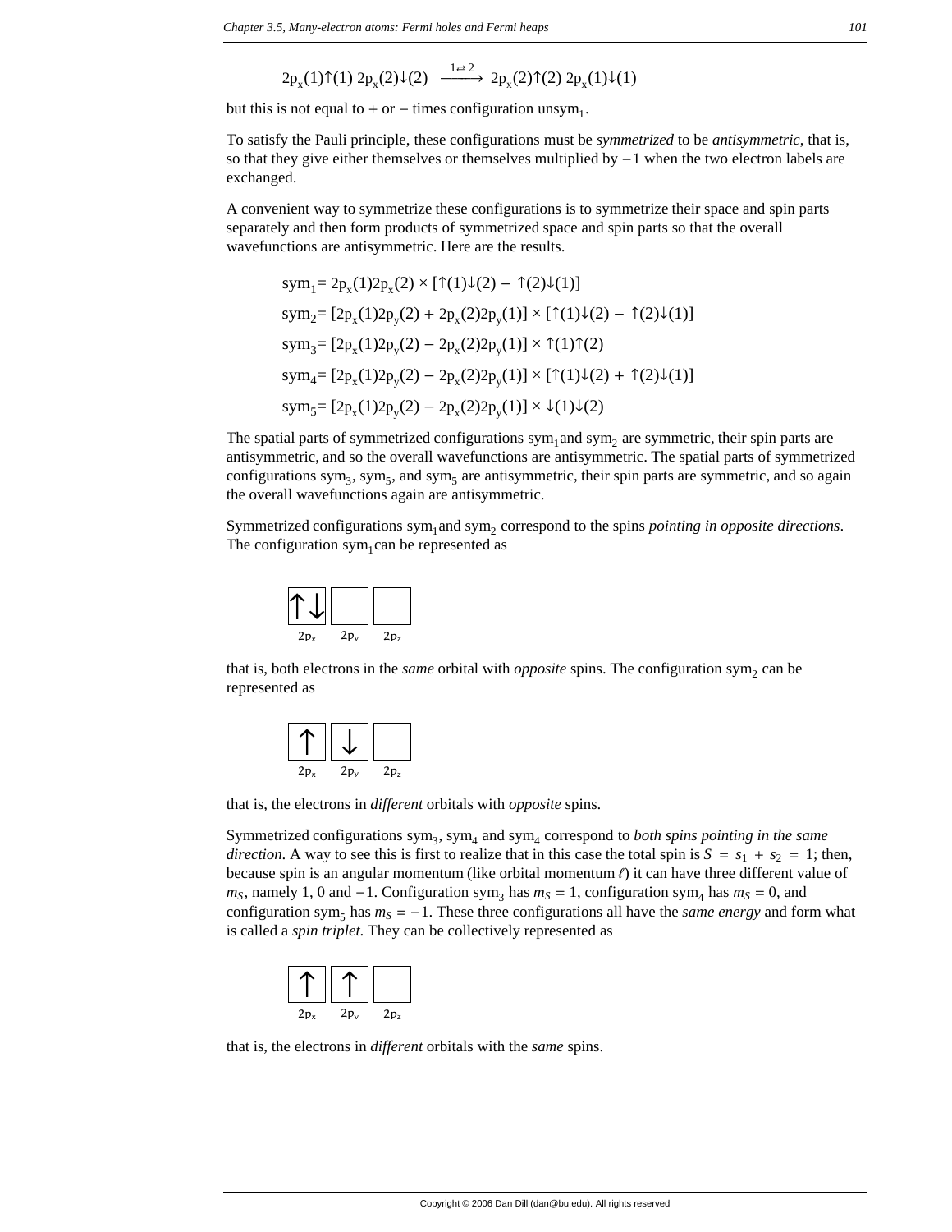$$2p_x(1)\uparrow(1)\ 2p_x(2)\downarrow(2) \xrightarrow{1 \rightleftarrows 2} 2p_x(2)\uparrow(2)\ 2p_x(1)\downarrow(1)$$

but this is not equal to + or − times configuration $\text{unsym}_1$.

To satisfy the Pauli principle, these configurations must be *symmetrized* to be *antisymmetric*, that is, so that they give either themselves or themselves multiplied by −1 when the two electron labels are exchanged.

A convenient way to symmetrize these configurations is to symmetrize their space and spin parts separately and then form products of symmetrized space and spin parts so that the overall wavefunctions are antisymmetric. Here are the results.

$$\text{sym}_1 = 2p_x(1)2p_x(2) \times [\uparrow(1)\downarrow(2) - \uparrow(2)\downarrow(1)]$$

$$\text{sym}_2 = [2p_x(1)2p_y(2) + 2p_x(2)2p_y(1)] \times [\uparrow(1)\downarrow(2) - \uparrow(2)\downarrow(1)]$$

$$\text{sym}_3 = [2p_x(1)2p_y(2) - 2p_x(2)2p_y(1)] \times \uparrow(1)\uparrow(2)$$

$$\text{sym}_4 = [2p_x(1)2p_y(2) - 2p_x(2)2p_y(1)] \times [\uparrow(1)\downarrow(2) + \uparrow(2)\downarrow(1)]$$

$$\text{sym}_5 = [2p_x(1)2p_y(2) - 2p_x(2)2p_y(1)] \times \downarrow(1)\downarrow(2)$$

The spatial parts of symmetrized configurations $\text{sym}_1$ and $\text{sym}_2$ are symmetric, their spin parts are antisymmetric, and so the overall wavefunctions are antisymmetric. The spatial parts of symmetrized configurations $\text{sym}_3$, $\text{sym}_5$, and $\text{sym}_5$ are antisymmetric, their spin parts are symmetric, and so again the overall wavefunctions again are antisymmetric.

Symmetrized configurations $\text{sym}_1$ and $\text{sym}_2$ correspond to the spins *pointing in opposite directions*. The configuration $\text{sym}_1$ can be represented as

| ↑↓ | | |
|---|---|---|
| $2p_x$ | $2p_y$ | $2p_z$ |

that is, both electrons in the *same* orbital with *opposite* spins. The configuration $\text{sym}_2$ can be represented as

| ↑ | ↓ | |
|---|---|---|
| $2p_x$ | $2p_y$ | $2p_z$ |

that is, the electrons in *different* orbitals with *opposite* spins.

Symmetrized configurations $\text{sym}_3$, $\text{sym}_4$ and $\text{sym}_4$ correspond to *both spins pointing in the same direction*. A way to see this is first to realize that in this case the total spin is $S = s_1 + s_2 = 1$; then, because spin is an angular momentum (like orbital momentum $\ell$) it can have three different value of $m_S$, namely 1, 0 and −1. Configuration $\text{sym}_3$ has $m_S = 1$, configuration $\text{sym}_4$ has $m_S = 0$, and configuration $\text{sym}_5$ has $m_S = -1$. These three configurations all have the *same energy* and form what is called a *spin triplet*. They can be collectively represented as

| ↑ | ↑ | |
|---|---|---|
| $2p_x$ | $2p_y$ | $2p_z$ |

that is, the electrons in *different* orbitals with the *same* spins.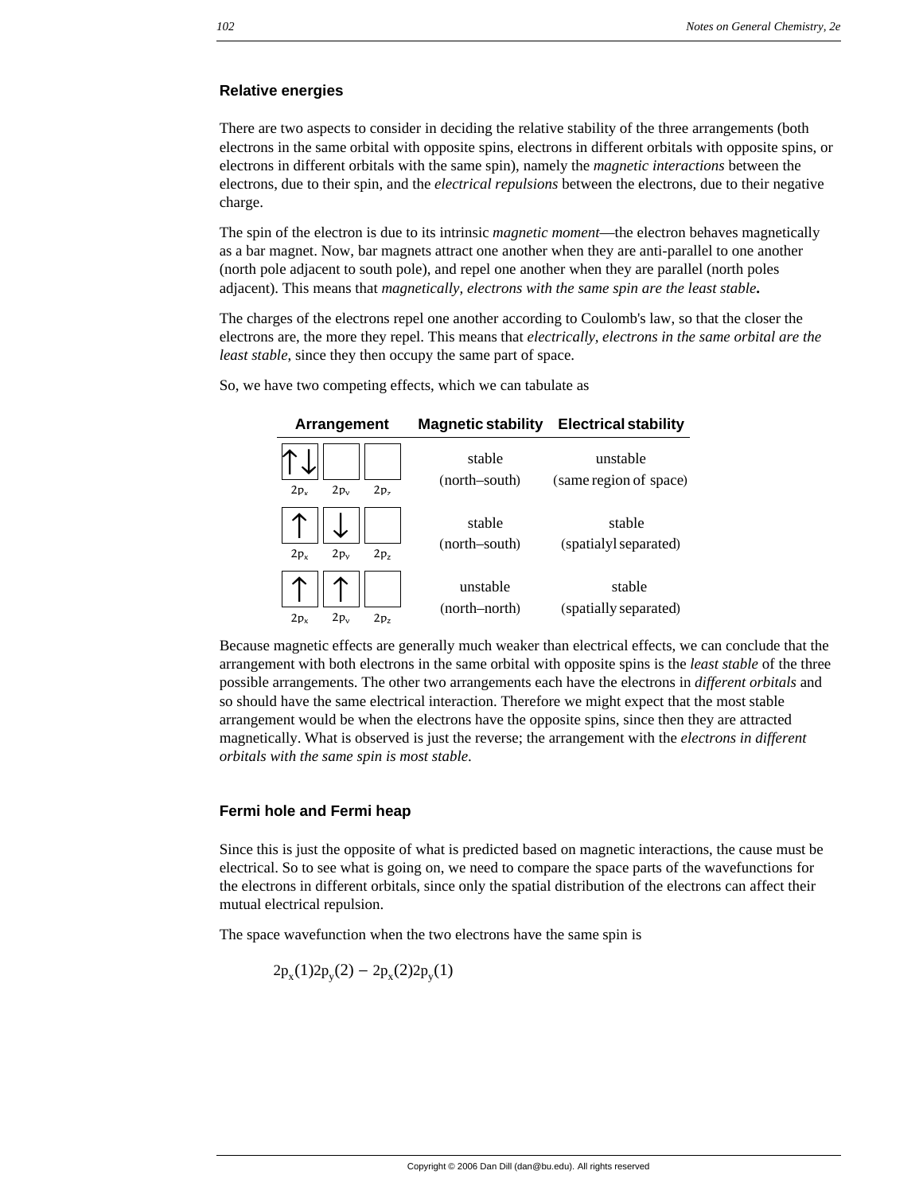### Relative energies

There are two aspects to consider in deciding the relative stability of the three arrangements (both electrons in the same orbital with opposite spins, electrons in different orbitals with opposite spins, or electrons in different orbitals with the same spin), namely the *magnetic interactions* between the electrons, due to their spin, and the *electrical repulsions* between the electrons, due to their negative charge.

The spin of the electron is due to its intrinsic *magnetic moment*—the electron behaves magnetically as a bar magnet. Now, bar magnets attract one another when they are anti-parallel to one another (north pole adjacent to south pole), and repel one another when they are parallel (north poles adjacent). This means that *magnetically, electrons with the same spin are the least stable***.**

The charges of the electrons repel one another according to Coulomb's law, so that the closer the electrons are, the more they repel. This means that *electrically, electrons in the same orbital are the least stable*, since they then occupy the same part of space.

So, we have two competing effects, which we can tabulate as

| Arrangement | Magnetic stability | Electrical stability |
|---|---|---|
| [↑↓] [ ] [ ] ($2p_x$, $2p_y$, $2p_z$) | stable (north–south) | unstable (same region of space) |
| [↑] [↓] [ ] ($2p_x$, $2p_y$, $2p_z$) | stable (north–south) | stable (spatialyl separated) |
| [↑] [↑] [ ] ($2p_x$, $2p_y$, $2p_z$) | unstable (north–north) | stable (spatially separated) |

Because magnetic effects are generally much weaker than electrical effects, we can conclude that the arrangement with both electrons in the same orbital with opposite spins is the *least stable* of the three possible arrangements. The other two arrangements each have the electrons in *different orbitals* and so should have the same electrical interaction. Therefore we might expect that the most stable arrangement would be when the electrons have the opposite spins, since then they are attracted magnetically. What is observed is just the reverse; the arrangement with the *electrons in different orbitals with the same spin is most stable*.

### Fermi hole and Fermi heap

Since this is just the opposite of what is predicted based on magnetic interactions, the cause must be electrical. So to see what is going on, we need to compare the space parts of the wavefunctions for the electrons in different orbitals, since only the spatial distribution of the electrons can affect their mutual electrical repulsion.

The space wavefunction when the two electrons have the same spin is

$$2p_x(1)2p_y(2) - 2p_x(2)2p_y(1)$$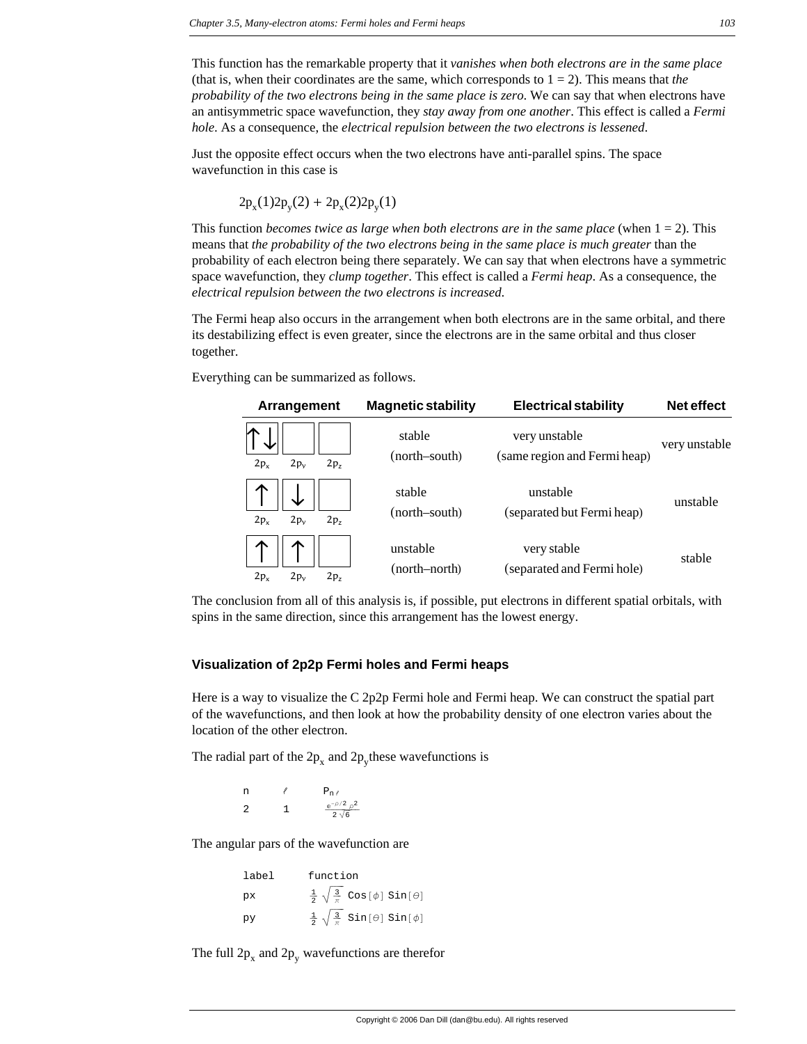This function has the remarkable property that it *vanishes when both electrons are in the same place* (that is, when their coordinates are the same, which corresponds to $1 = 2$). This means that *the probability of the two electrons being in the same place is zero*. We can say that when electrons have an antisymmetric space wavefunction, they *stay away from one another*. This effect is called a *Fermi hole*. As a consequence, the *electrical repulsion between the two electrons is lessened*.

Just the opposite effect occurs when the two electrons have anti-parallel spins. The space wavefunction in this case is

$$2p_x(1)2p_y(2) + 2p_x(2)2p_y(1)$$

This function *becomes twice as large when both electrons are in the same place* (when $1 = 2$). This means that *the probability of the two electrons being in the same place is much greater* than the probability of each electron being there separately. We can say that when electrons have a symmetric space wavefunction, they *clump together*. This effect is called a *Fermi heap*. As a consequence, the *electrical repulsion between the two electrons is increased*.

The Fermi heap also occurs in the arrangement when both electrons are in the same orbital, and there its destabilizing effect is even greater, since the electrons are in the same orbital and thus closer together.

Everything can be summarized as follows.

| Arrangement ($2p_x$, $2p_y$, $2p_z$) | Magnetic stability | Electrical stability | Net effect |
|---|---|---|---|
| [↑↓] [ ] [ ] | stable (north–south) | very unstable (same region and Fermi heap) | very unstable |
| [↑] [↓] [ ] | stable (north–south) | unstable (separated but Fermi heap) | unstable |
| [↑] [↑] [ ] | unstable (north–north) | very stable (separated and Fermi hole) | stable |

The conclusion from all of this analysis is, if possible, put electrons in different spatial orbitals, with spins in the same direction, since this arrangement has the lowest energy.

### Visualization of 2p2p Fermi holes and Fermi heaps

Here is a way to visualize the C 2p2p Fermi hole and Fermi heap. We can construct the spatial part of the wavefunctions, and then look at how the probability density of one electron varies about the location of the other electron.

The radial part of the $2p_x$ and $2p_y$these wavefunctions is

| n | ℓ | $P_{n\ell}$ |
|---|---|---|
| 2 | 1 | $\frac{e^{-\rho/2}\,\rho^2}{2\sqrt{6}}$ |

The angular pars of the wavefunction are

| label | function |
|---|---|
| px | $\frac{1}{2}\sqrt{\frac{3}{\pi}}\,\text{Cos}[\phi]\,\text{Sin}[\theta]$ |
| py | $\frac{1}{2}\sqrt{\frac{3}{\pi}}\,\text{Sin}[\theta]\,\text{Sin}[\phi]$ |

The full $2p_x$ and $2p_y$ wavefunctions are therefor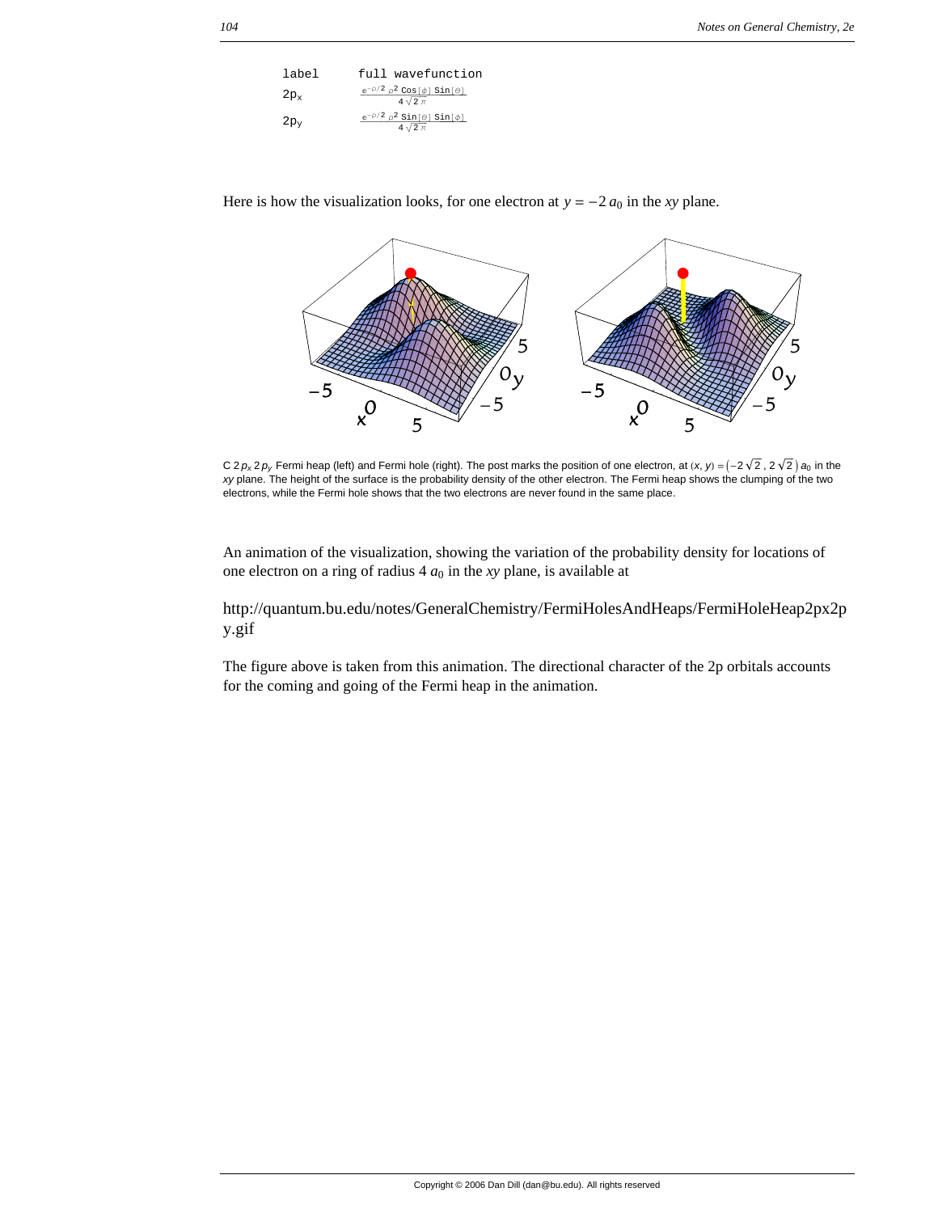| label | full wavefunction |
|---|---|
| $2p_x$ | $\frac{e^{-\rho/2}\,\rho^2\,\text{Cos}[\phi]\,\text{Sin}[\theta]}{4\sqrt{2\pi}}$ |
| $2p_y$ | $\frac{e^{-\rho/2}\,\rho^2\,\text{Sin}[\theta]\,\text{Sin}[\phi]}{4\sqrt{2\pi}}$ |

Here is how the visualization looks, for one electron at $y = -2\,a_0$ in the $xy$ plane.

−5
x 0
5
5
0 y
−5

−5
x 0
5
5
0 y
−5

C $2p_x\,2p_y$ Fermi heap (left) and Fermi hole (right). The post marks the position of one electron, at $(x, y) = \left(-2\sqrt{2}, 2\sqrt{2}\right) a_0$ in the $xy$ plane. The height of the surface is the probability density of the other electron. The Fermi heap shows the clumping of the two electrons, while the Fermi hole shows that the two electrons are never found in the same place.

An animation of the visualization, showing the variation of the probability density for locations of one electron on a ring of radius $4\,a_0$ in the $xy$ plane, is available at

http://quantum.bu.edu/notes/GeneralChemistry/FermiHolesAndHeaps/FermiHoleHeap2px2py.gif

The figure above is taken from this animation. The directional character of the 2p orbitals accounts for the coming and going of the Fermi heap in the animation.